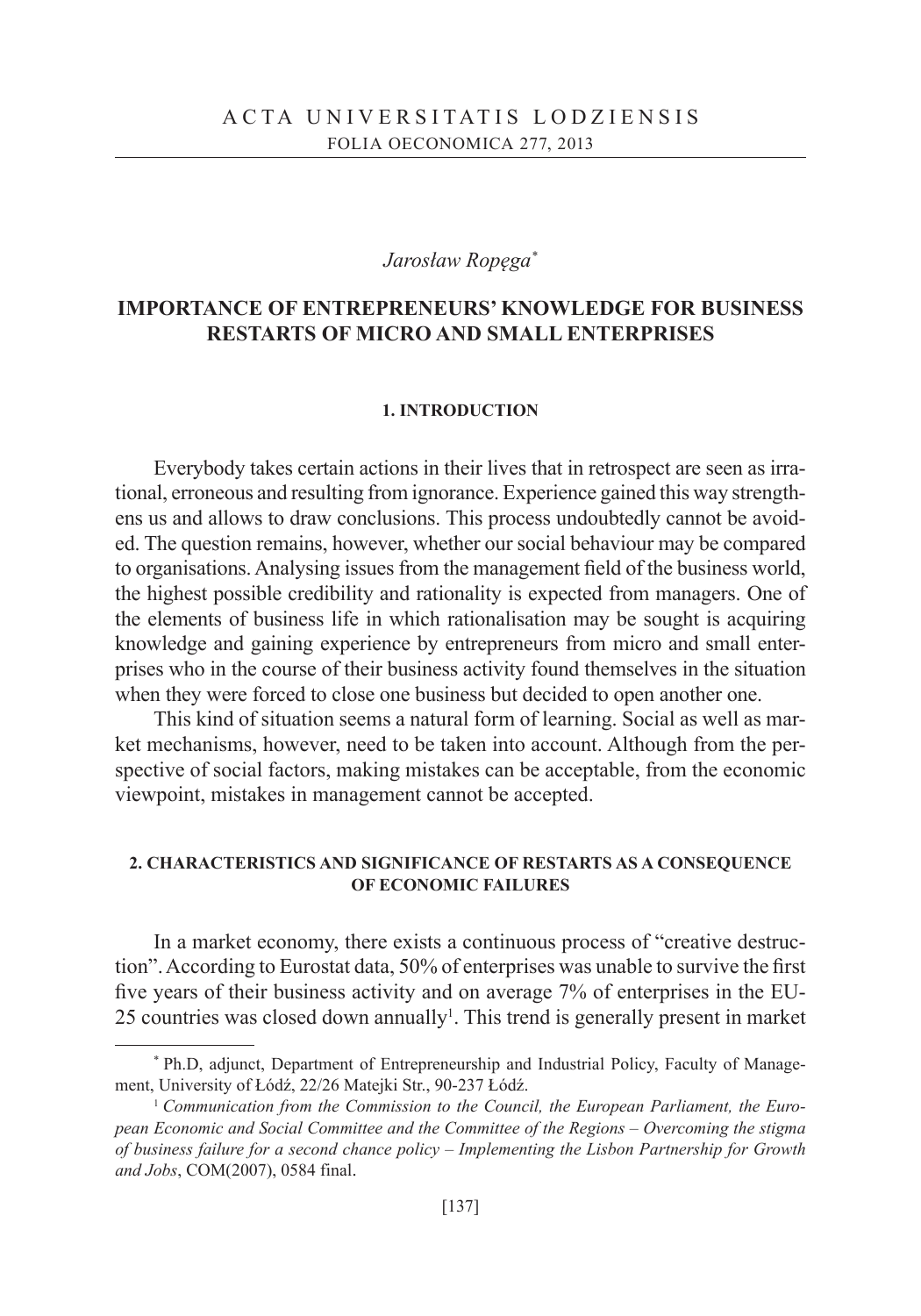Jarosław Ropęga[*]

# IMPORTANCE OF ENTREPRENEURS' KNOWLEDGE FOR BUSINESS RESTARTS OF MICRO AND SMALL ENTERPRISES

## 1. INTRODUCTION

Everybody takes certain actions in their lives that in retrospect are seen as irrational, erroneous and resulting from ignorance. Experience gained this way strengthens us and allows to draw conclusions. This process undoubtedly cannot be avoided. The question remains, however, whether our social behaviour may be compared to organisations. Analysing issues from the management field of the business world, the highest possible credibility and rationality is expected from managers. One of the elements of business life in which rationalisation may be sought is acquiring knowledge and gaining experience by entrepreneurs from micro and small enterprises who in the course of their business activity found themselves in the situation when they were forced to close one business but decided to open another one.

This kind of situation seems a natural form of learning. Social as well as market mechanisms, however, need to be taken into account. Although from the perspective of social factors, making mistakes can be acceptable, from the economic viewpoint, mistakes in management cannot be accepted.

## 2. CHARACTERISTICS AND SIGNIFICANCE OF RESTARTS AS A CONSEQUENCE OF ECONOMIC FAILURES

In a market economy, there exists a continuous process of "creative destruction". According to Eurostat data, 50% of enterprises was unable to survive the first five years of their business activity and on average 7% of enterprises in the EU-25 countries was closed down annually[1]. This trend is generally present in market

---

[*] Ph.D, adjunct, Department of Entrepreneurship and Industrial Policy, Faculty of Management, University of Łódź, 22/26 Matejki Str., 90-237 Łódź.

[1] *Communication from the Commission to the Council, the European Parliament, the European Economic and Social Committee and the Committee of the Regions – Overcoming the stigma of business failure for a second chance policy – Implementing the Lisbon Partnership for Growth and Jobs*, COM(2007), 0584 final.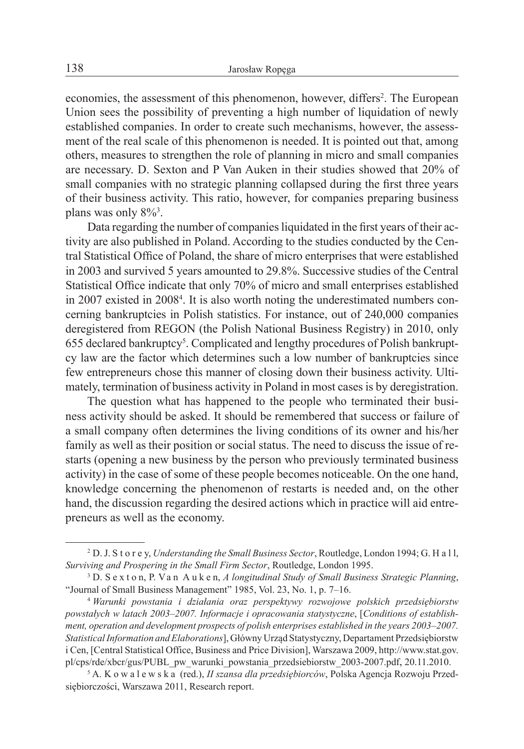economies, the assessment of this phenomenon, however, differs[2]. The European Union sees the possibility of preventing a high number of liquidation of newly established companies. In order to create such mechanisms, however, the assessment of the real scale of this phenomenon is needed. It is pointed out that, among others, measures to strengthen the role of planning in micro and small companies are necessary. D. Sexton and P Van Auken in their studies showed that 20% of small companies with no strategic planning collapsed during the first three years of their business activity. This ratio, however, for companies preparing business plans was only 8%[3].

Data regarding the number of companies liquidated in the first years of their activity are also published in Poland. According to the studies conducted by the Central Statistical Office of Poland, the share of micro enterprises that were established in 2003 and survived 5 years amounted to 29.8%. Successive studies of the Central Statistical Office indicate that only 70% of micro and small enterprises established in 2007 existed in 2008[4]. It is also worth noting the underestimated numbers concerning bankruptcies in Polish statistics. For instance, out of 240,000 companies deregistered from REGON (the Polish National Business Registry) in 2010, only 655 declared bankruptcy[5]. Complicated and lengthy procedures of Polish bankruptcy law are the factor which determines such a low number of bankruptcies since few entrepreneurs chose this manner of closing down their business activity. Ultimately, termination of business activity in Poland in most cases is by deregistration.

The question what has happened to the people who terminated their business activity should be asked. It should be remembered that success or failure of a small company often determines the living conditions of its owner and his/her family as well as their position or social status. The need to discuss the issue of restarts (opening a new business by the person who previously terminated business activity) in the case of some of these people becomes noticeable. On the one hand, knowledge concerning the phenomenon of restarts is needed and, on the other hand, the discussion regarding the desired actions which in practice will aid entrepreneurs as well as the economy.

---

[2] D. J. Storey, *Understanding the Small Business Sector*, Routledge, London 1994; G. Hall, *Surviving and Prospering in the Small Firm Sector*, Routledge, London 1995.

[3] D. Sexton, P. Van Auken, *A longitudinal Study of Small Business Strategic Planning*, "Journal of Small Business Management" 1985, Vol. 23, No. 1, p. 7–16.

[4] *Warunki powstania i działania oraz perspektywy rozwojowe polskich przedsiębiorstw powstałych w latach 2003–2007. Informacje i opracowania statystyczne*, [*Conditions of establishment, operation and development prospects of polish enterprises established in the years 2003–2007. Statistical Information and Elaborations*], Główny Urząd Statystyczny, Departament Przedsiębiorstw i Cen, [Central Statistical Office, Business and Price Division], Warszawa 2009, http://www.stat.gov.pl/cps/rde/xbcr/gus/PUBL_pw_warunki_powstania_przedsiebiorstw_2003-2007.pdf, 20.11.2010.

[5] A. Kowalewska (red.), *II szansa dla przedsiębiorców*, Polska Agencja Rozwoju Przedsiębiorczości, Warszawa 2011, Research report.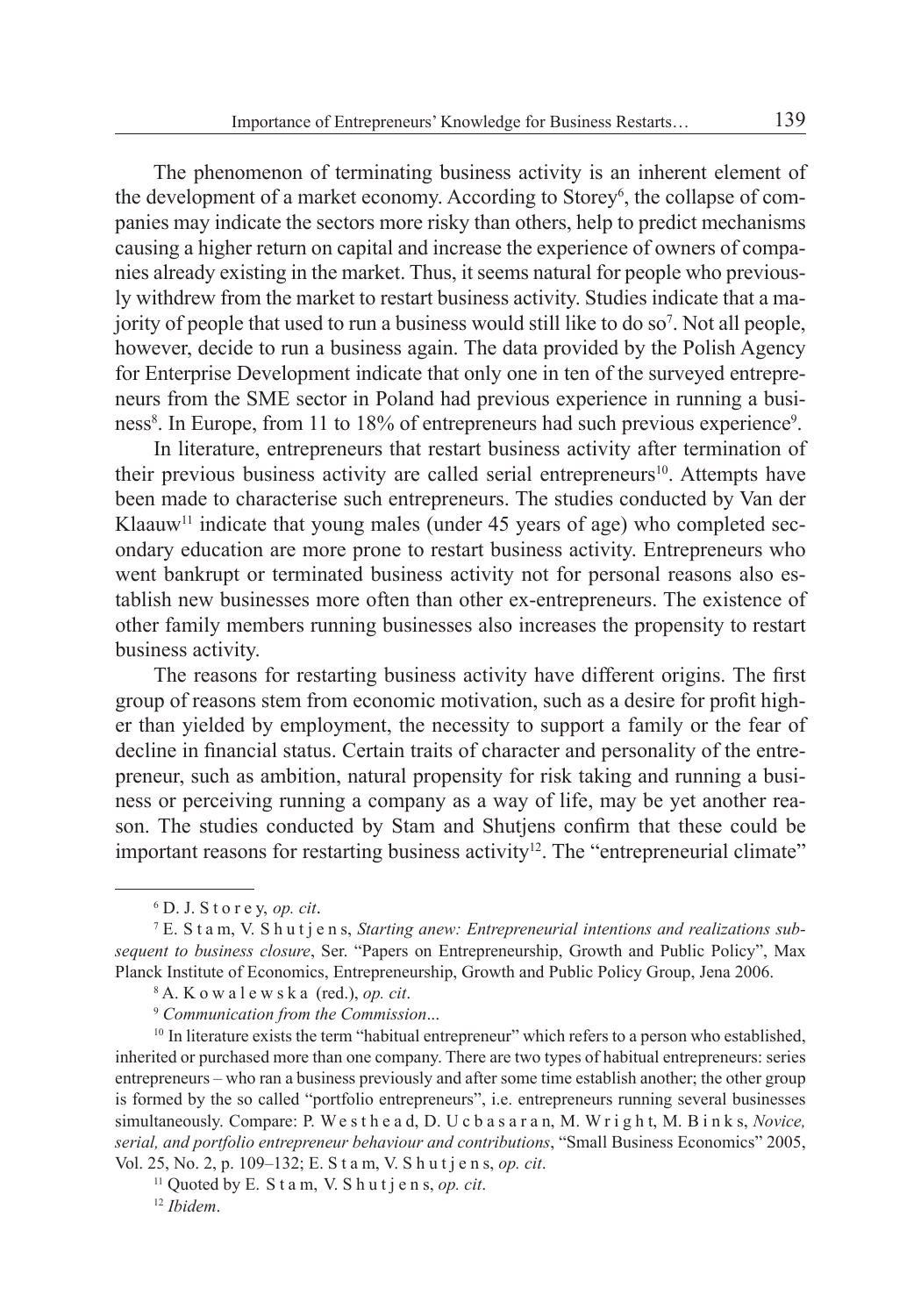The phenomenon of terminating business activity is an inherent element of the development of a market economy. According to Storey[6], the collapse of companies may indicate the sectors more risky than others, help to predict mechanisms causing a higher return on capital and increase the experience of owners of companies already existing in the market. Thus, it seems natural for people who previously withdrew from the market to restart business activity. Studies indicate that a majority of people that used to run a business would still like to do so[7]. Not all people, however, decide to run a business again. The data provided by the Polish Agency for Enterprise Development indicate that only one in ten of the surveyed entrepreneurs from the SME sector in Poland had previous experience in running a business[8]. In Europe, from 11 to 18% of entrepreneurs had such previous experience[9].

In literature, entrepreneurs that restart business activity after termination of their previous business activity are called serial entrepreneurs[10]. Attempts have been made to characterise such entrepreneurs. The studies conducted by Van der Klaauw[11] indicate that young males (under 45 years of age) who completed secondary education are more prone to restart business activity. Entrepreneurs who went bankrupt or terminated business activity not for personal reasons also establish new businesses more often than other ex-entrepreneurs. The existence of other family members running businesses also increases the propensity to restart business activity.

The reasons for restarting business activity have different origins. The first group of reasons stem from economic motivation, such as a desire for profit higher than yielded by employment, the necessity to support a family or the fear of decline in financial status. Certain traits of character and personality of the entrepreneur, such as ambition, natural propensity for risk taking and running a business or perceiving running a company as a way of life, may be yet another reason. The studies conducted by Stam and Shutjens confirm that these could be important reasons for restarting business activity[12]. The "entrepreneurial climate"

---

[6] D. J. Storey, *op. cit*.

[7] E. Stam, V. Shutjens, *Starting anew: Entrepreneurial intentions and realizations subsequent to business closure*, Ser. "Papers on Entrepreneurship, Growth and Public Policy", Max Planck Institute of Economics, Entrepreneurship, Growth and Public Policy Group, Jena 2006.

[8] A. Kowalewska (red.), *op. cit*.

[9] *Communication from the Commission...*

[10] In literature exists the term "habitual entrepreneur" which refers to a person who established, inherited or purchased more than one company. There are two types of habitual entrepreneurs: series entrepreneurs – who ran a business previously and after some time establish another; the other group is formed by the so called "portfolio entrepreneurs", i.e. entrepreneurs running several businesses simultaneously. Compare: P. Westhead, D. Ucbasaran, M. Wright, M. Binks, *Novice, serial, and portfolio entrepreneur behaviour and contributions*, "Small Business Economics" 2005, Vol. 25, No. 2, p. 109–132; E. Stam, V. Shutjens, *op. cit*.

[11] Quoted by E. Stam, V. Shutjens, *op. cit*.

[12] *Ibidem*.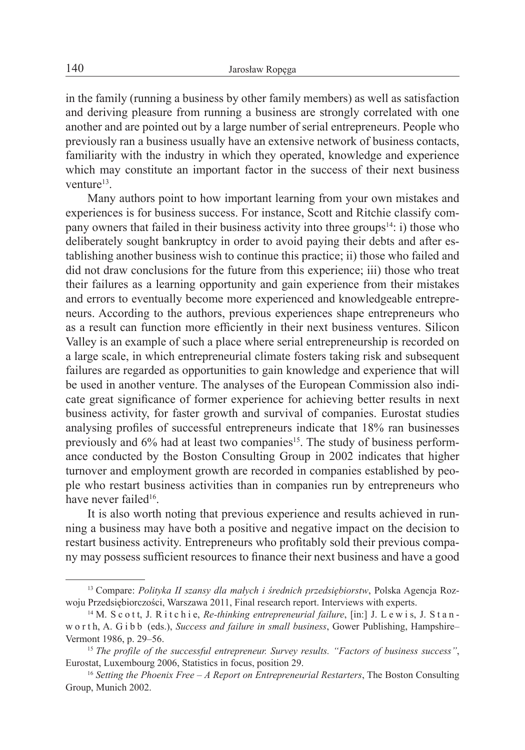in the family (running a business by other family members) as well as satisfaction and deriving pleasure from running a business are strongly correlated with one another and are pointed out by a large number of serial entrepreneurs. People who previously ran a business usually have an extensive network of business contacts, familiarity with the industry in which they operated, knowledge and experience which may constitute an important factor in the success of their next business venture[13].

Many authors point to how important learning from your own mistakes and experiences is for business success. For instance, Scott and Ritchie classify company owners that failed in their business activity into three groups[14]: i) those who deliberately sought bankruptcy in order to avoid paying their debts and after establishing another business wish to continue this practice; ii) those who failed and did not draw conclusions for the future from this experience; iii) those who treat their failures as a learning opportunity and gain experience from their mistakes and errors to eventually become more experienced and knowledgeable entrepreneurs. According to the authors, previous experiences shape entrepreneurs who as a result can function more efficiently in their next business ventures. Silicon Valley is an example of such a place where serial entrepreneurship is recorded on a large scale, in which entrepreneurial climate fosters taking risk and subsequent failures are regarded as opportunities to gain knowledge and experience that will be used in another venture. The analyses of the European Commission also indicate great significance of former experience for achieving better results in next business activity, for faster growth and survival of companies. Eurostat studies analysing profiles of successful entrepreneurs indicate that 18% ran businesses previously and 6% had at least two companies[15]. The study of business performance conducted by the Boston Consulting Group in 2002 indicates that higher turnover and employment growth are recorded in companies established by people who restart business activities than in companies run by entrepreneurs who have never failed[16].

It is also worth noting that previous experience and results achieved in running a business may have both a positive and negative impact on the decision to restart business activity. Entrepreneurs who profitably sold their previous company may possess sufficient resources to finance their next business and have a good

---

[13] Compare: *Polityka II szansy dla małych i średnich przedsiębiorstw*, Polska Agencja Rozwoju Przedsiębiorczości, Warszawa 2011, Final research report. Interviews with experts.

[14] M. Scott, J. Ritchie, *Re-thinking entrepreneurial failure*, [in:] J. Lewis, J. Stanworth, A. Gibb (eds.), *Success and failure in small business*, Gower Publishing, Hampshire–Vermont 1986, p. 29–56.

[15] *The profile of the successful entrepreneur. Survey results. "Factors of business success"*, Eurostat, Luxembourg 2006, Statistics in focus, position 29.

[16] *Setting the Phoenix Free – A Report on Entrepreneurial Restarters*, The Boston Consulting Group, Munich 2002.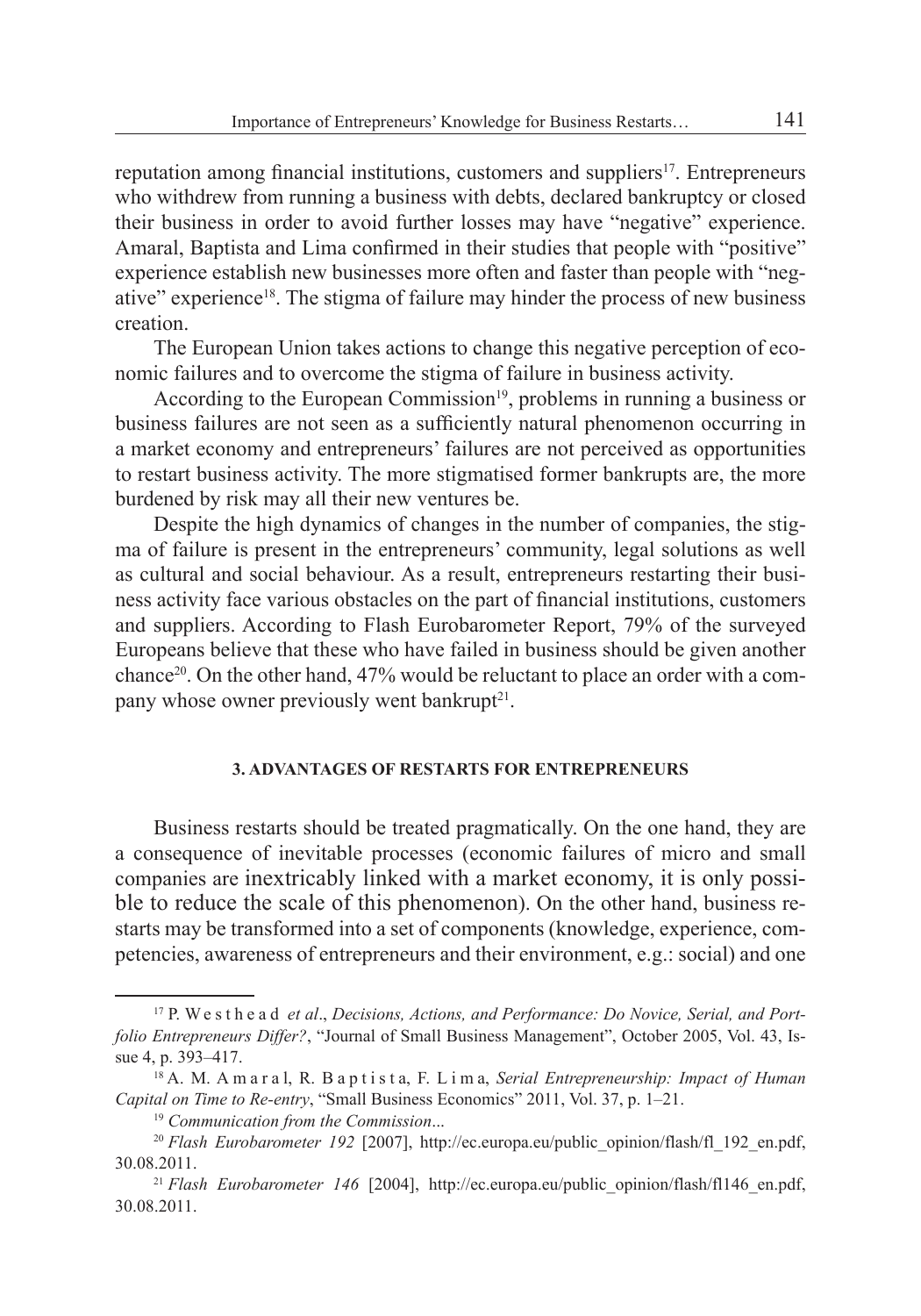reputation among financial institutions, customers and suppliers[17]. Entrepreneurs who withdrew from running a business with debts, declared bankruptcy or closed their business in order to avoid further losses may have "negative" experience. Amaral, Baptista and Lima confirmed in their studies that people with "positive" experience establish new businesses more often and faster than people with "negative" experience[18]. The stigma of failure may hinder the process of new business creation.

The European Union takes actions to change this negative perception of economic failures and to overcome the stigma of failure in business activity.

According to the European Commission[19], problems in running a business or business failures are not seen as a sufficiently natural phenomenon occurring in a market economy and entrepreneurs' failures are not perceived as opportunities to restart business activity. The more stigmatised former bankrupts are, the more burdened by risk may all their new ventures be.

Despite the high dynamics of changes in the number of companies, the stigma of failure is present in the entrepreneurs' community, legal solutions as well as cultural and social behaviour. As a result, entrepreneurs restarting their business activity face various obstacles on the part of financial institutions, customers and suppliers. According to Flash Eurobarometer Report, 79% of the surveyed Europeans believe that these who have failed in business should be given another chance[20]. On the other hand, 47% would be reluctant to place an order with a company whose owner previously went bankrupt[21].

### 3. ADVANTAGES OF RESTARTS FOR ENTREPRENEURS

Business restarts should be treated pragmatically. On the one hand, they are a consequence of inevitable processes (economic failures of micro and small companies are inextricably linked with a market economy, it is only possible to reduce the scale of this phenomenon). On the other hand, business restarts may be transformed into a set of components (knowledge, experience, competencies, awareness of entrepreneurs and their environment, e.g.: social) and one

---

[17] P. Westhead *et al*., *Decisions, Actions, and Performance: Do Novice, Serial, and Portfolio Entrepreneurs Differ?*, "Journal of Small Business Management", October 2005, Vol. 43, Issue 4, p. 393–417.

[18] A. M. Amaral, R. Baptista, F. Lima, *Serial Entrepreneurship: Impact of Human Capital on Time to Re-entry*, "Small Business Economics" 2011, Vol. 37, p. 1–21.

[19] *Communication from the Commission*...

[20] *Flash Eurobarometer 192* [2007], http://ec.europa.eu/public_opinion/flash/fl_192_en.pdf, 30.08.2011.

[21] *Flash Eurobarometer 146* [2004], http://ec.europa.eu/public_opinion/flash/fl146_en.pdf, 30.08.2011.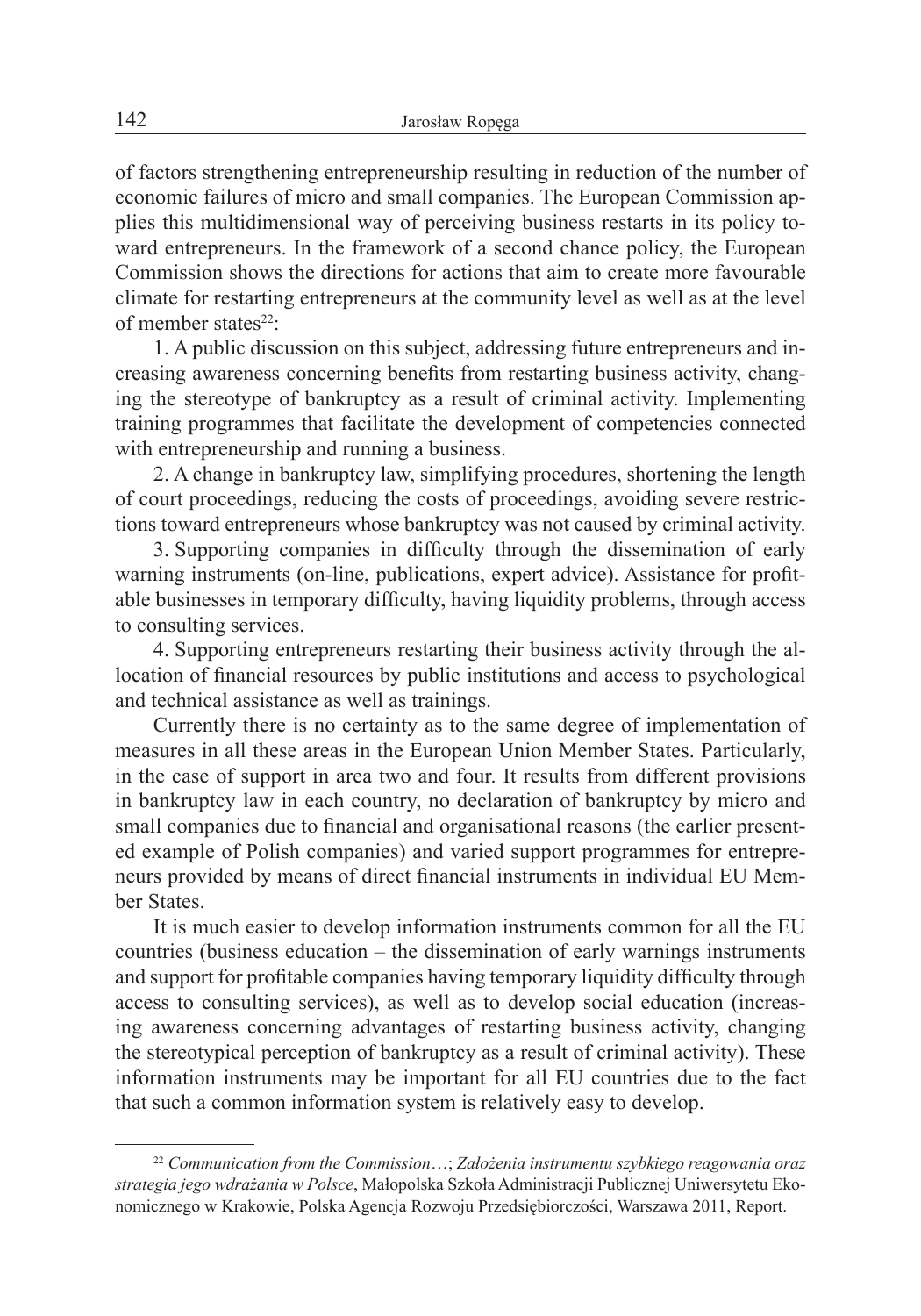of factors strengthening entrepreneurship resulting in reduction of the number of economic failures of micro and small companies. The European Commission applies this multidimensional way of perceiving business restarts in its policy toward entrepreneurs. In the framework of a second chance policy, the European Commission shows the directions for actions that aim to create more favourable climate for restarting entrepreneurs at the community level as well as at the level of member states[22]:

1. A public discussion on this subject, addressing future entrepreneurs and increasing awareness concerning benefits from restarting business activity, changing the stereotype of bankruptcy as a result of criminal activity. Implementing training programmes that facilitate the development of competencies connected with entrepreneurship and running a business.

2. A change in bankruptcy law, simplifying procedures, shortening the length of court proceedings, reducing the costs of proceedings, avoiding severe restrictions toward entrepreneurs whose bankruptcy was not caused by criminal activity.

3. Supporting companies in difficulty through the dissemination of early warning instruments (on-line, publications, expert advice). Assistance for profitable businesses in temporary difficulty, having liquidity problems, through access to consulting services.

4. Supporting entrepreneurs restarting their business activity through the allocation of financial resources by public institutions and access to psychological and technical assistance as well as trainings.

Currently there is no certainty as to the same degree of implementation of measures in all these areas in the European Union Member States. Particularly, in the case of support in area two and four. It results from different provisions in bankruptcy law in each country, no declaration of bankruptcy by micro and small companies due to financial and organisational reasons (the earlier presented example of Polish companies) and varied support programmes for entrepreneurs provided by means of direct financial instruments in individual EU Member States.

It is much easier to develop information instruments common for all the EU countries (business education – the dissemination of early warnings instruments and support for profitable companies having temporary liquidity difficulty through access to consulting services), as well as to develop social education (increasing awareness concerning advantages of restarting business activity, changing the stereotypical perception of bankruptcy as a result of criminal activity). These information instruments may be important for all EU countries due to the fact that such a common information system is relatively easy to develop.

---

[22] *Communication from the Commission*…; *Założenia instrumentu szybkiego reagowania oraz strategia jego wdrażania w Polsce*, Małopolska Szkoła Administracji Publicznej Uniwersytetu Ekonomicznego w Krakowie, Polska Agencja Rozwoju Przedsiębiorczości, Warszawa 2011, Report.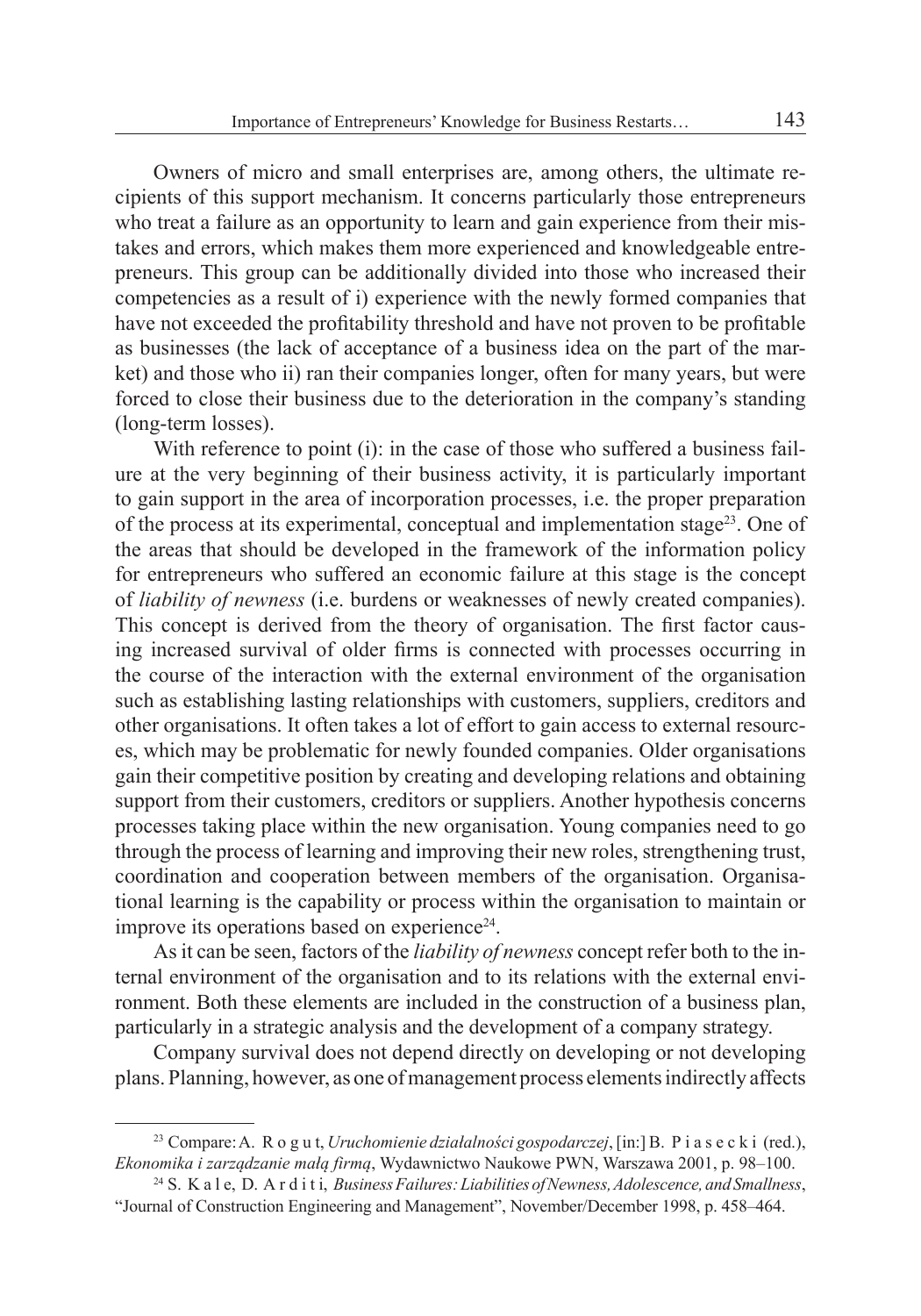Owners of micro and small enterprises are, among others, the ultimate recipients of this support mechanism. It concerns particularly those entrepreneurs who treat a failure as an opportunity to learn and gain experience from their mistakes and errors, which makes them more experienced and knowledgeable entrepreneurs. This group can be additionally divided into those who increased their competencies as a result of i) experience with the newly formed companies that have not exceeded the profitability threshold and have not proven to be profitable as businesses (the lack of acceptance of a business idea on the part of the market) and those who ii) ran their companies longer, often for many years, but were forced to close their business due to the deterioration in the company's standing (long-term losses).

With reference to point (i): in the case of those who suffered a business failure at the very beginning of their business activity, it is particularly important to gain support in the area of incorporation processes, i.e. the proper preparation of the process at its experimental, conceptual and implementation stage[23]. One of the areas that should be developed in the framework of the information policy for entrepreneurs who suffered an economic failure at this stage is the concept of *liability of newness* (i.e. burdens or weaknesses of newly created companies). This concept is derived from the theory of organisation. The first factor causing increased survival of older firms is connected with processes occurring in the course of the interaction with the external environment of the organisation such as establishing lasting relationships with customers, suppliers, creditors and other organisations. It often takes a lot of effort to gain access to external resources, which may be problematic for newly founded companies. Older organisations gain their competitive position by creating and developing relations and obtaining support from their customers, creditors or suppliers. Another hypothesis concerns processes taking place within the new organisation. Young companies need to go through the process of learning and improving their new roles, strengthening trust, coordination and cooperation between members of the organisation. Organisational learning is the capability or process within the organisation to maintain or improve its operations based on experience[24].

As it can be seen, factors of the *liability of newness* concept refer both to the internal environment of the organisation and to its relations with the external environment. Both these elements are included in the construction of a business plan, particularly in a strategic analysis and the development of a company strategy.

Company survival does not depend directly on developing or not developing plans. Planning, however, as one of management process elements indirectly affects

---

[23] Compare: A. Rogut, *Uruchomienie działalności gospodarczej*, [in:] B. Piasecki (red.), *Ekonomika i zarządzanie małą firmą*, Wydawnictwo Naukowe PWN, Warszawa 2001, p. 98–100.

[24] S. Kale, D. Arditi, *Business Failures: Liabilities of Newness, Adolescence, and Smallness*, "Journal of Construction Engineering and Management", November/December 1998, p. 458–464.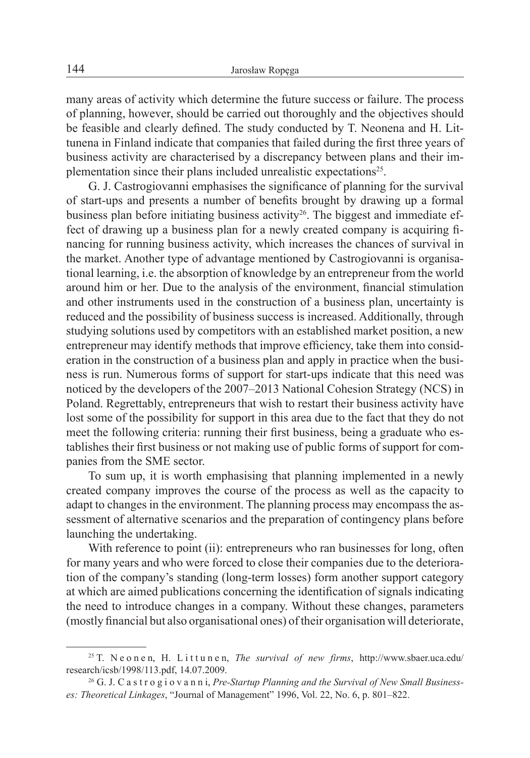many areas of activity which determine the future success or failure. The process of planning, however, should be carried out thoroughly and the objectives should be feasible and clearly defined. The study conducted by T. Neonena and H. Littunena in Finland indicate that companies that failed during the first three years of business activity are characterised by a discrepancy between plans and their implementation since their plans included unrealistic expectations[25].

G. J. Castrogiovanni emphasises the significance of planning for the survival of start-ups and presents a number of benefits brought by drawing up a formal business plan before initiating business activity[26]. The biggest and immediate effect of drawing up a business plan for a newly created company is acquiring financing for running business activity, which increases the chances of survival in the market. Another type of advantage mentioned by Castrogiovanni is organisational learning, i.e. the absorption of knowledge by an entrepreneur from the world around him or her. Due to the analysis of the environment, financial stimulation and other instruments used in the construction of a business plan, uncertainty is reduced and the possibility of business success is increased. Additionally, through studying solutions used by competitors with an established market position, a new entrepreneur may identify methods that improve efficiency, take them into consideration in the construction of a business plan and apply in practice when the business is run. Numerous forms of support for start-ups indicate that this need was noticed by the developers of the 2007–2013 National Cohesion Strategy (NCS) in Poland. Regrettably, entrepreneurs that wish to restart their business activity have lost some of the possibility for support in this area due to the fact that they do not meet the following criteria: running their first business, being a graduate who establishes their first business or not making use of public forms of support for companies from the SME sector.

To sum up, it is worth emphasising that planning implemented in a newly created company improves the course of the process as well as the capacity to adapt to changes in the environment. The planning process may encompass the assessment of alternative scenarios and the preparation of contingency plans before launching the undertaking.

With reference to point (ii): entrepreneurs who ran businesses for long, often for many years and who were forced to close their companies due to the deterioration of the company's standing (long-term losses) form another support category at which are aimed publications concerning the identification of signals indicating the need to introduce changes in a company. Without these changes, parameters (mostly financial but also organisational ones) of their organisation will deteriorate,

---

[25] T. Neonen, H. Littunen, *The survival of new firms*, http://www.sbaer.uca.edu/research/icsb/1998/113.pdf, 14.07.2009.

[26] G. J. Castrogiovanni, *Pre-Startup Planning and the Survival of New Small Businesses: Theoretical Linkages*, "Journal of Management" 1996, Vol. 22, No. 6, p. 801–822.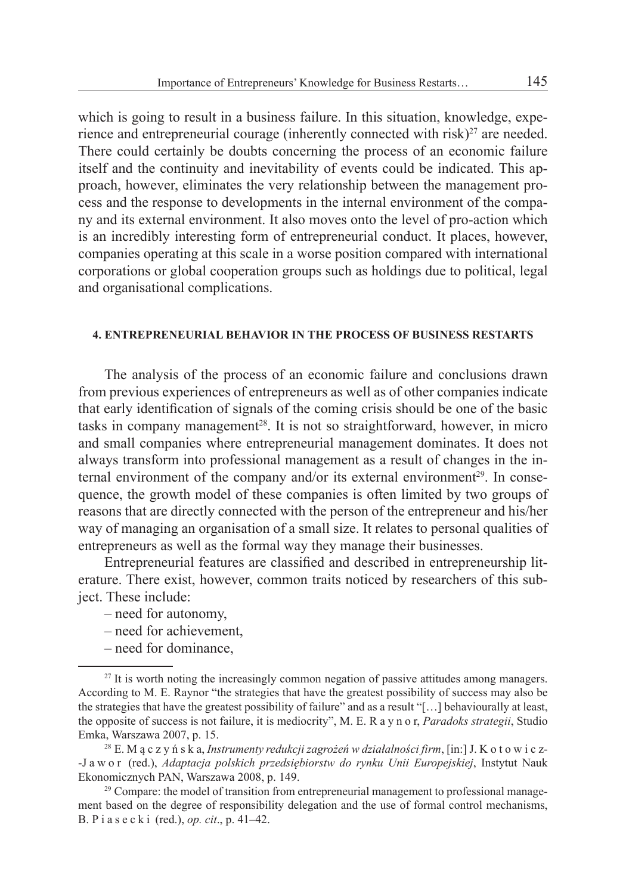which is going to result in a business failure. In this situation, knowledge, experience and entrepreneurial courage (inherently connected with risk)[27] are needed. There could certainly be doubts concerning the process of an economic failure itself and the continuity and inevitability of events could be indicated. This approach, however, eliminates the very relationship between the management process and the response to developments in the internal environment of the company and its external environment. It also moves onto the level of pro-action which is an incredibly interesting form of entrepreneurial conduct. It places, however, companies operating at this scale in a worse position compared with international corporations or global cooperation groups such as holdings due to political, legal and organisational complications.

## 4. ENTREPRENEURIAL BEHAVIOR IN THE PROCESS OF BUSINESS RESTARTS

The analysis of the process of an economic failure and conclusions drawn from previous experiences of entrepreneurs as well as of other companies indicate that early identification of signals of the coming crisis should be one of the basic tasks in company management[28]. It is not so straightforward, however, in micro and small companies where entrepreneurial management dominates. It does not always transform into professional management as a result of changes in the internal environment of the company and/or its external environment[29]. In consequence, the growth model of these companies is often limited by two groups of reasons that are directly connected with the person of the entrepreneur and his/her way of managing an organisation of a small size. It relates to personal qualities of entrepreneurs as well as the formal way they manage their businesses.

Entrepreneurial features are classified and described in entrepreneurship literature. There exist, however, common traits noticed by researchers of this subject. These include:

– need for autonomy,
– need for achievement,
– need for dominance,

---

[27] It is worth noting the increasingly common negation of passive attitudes among managers. According to M. E. Raynor "the strategies that have the greatest possibility of success may also be the strategies that have the greatest possibility of failure" and as a result "[…] behaviourally at least, the opposite of success is not failure, it is mediocrity", M. E. Raynor, *Paradoks strategii*, Studio Emka, Warszawa 2007, p. 15.

[28] E. Mączyńska, *Instrumenty redukcji zagrożeń w działalności firm*, [in:] J. Kotowicz-Jawor (red.), *Adaptacja polskich przedsiębiorstw do rynku Unii Europejskiej*, Instytut Nauk Ekonomicznych PAN, Warszawa 2008, p. 149.

[29] Compare: the model of transition from entrepreneurial management to professional management based on the degree of responsibility delegation and the use of formal control mechanisms, B. Piasecki (red.), *op. cit*., p. 41–42.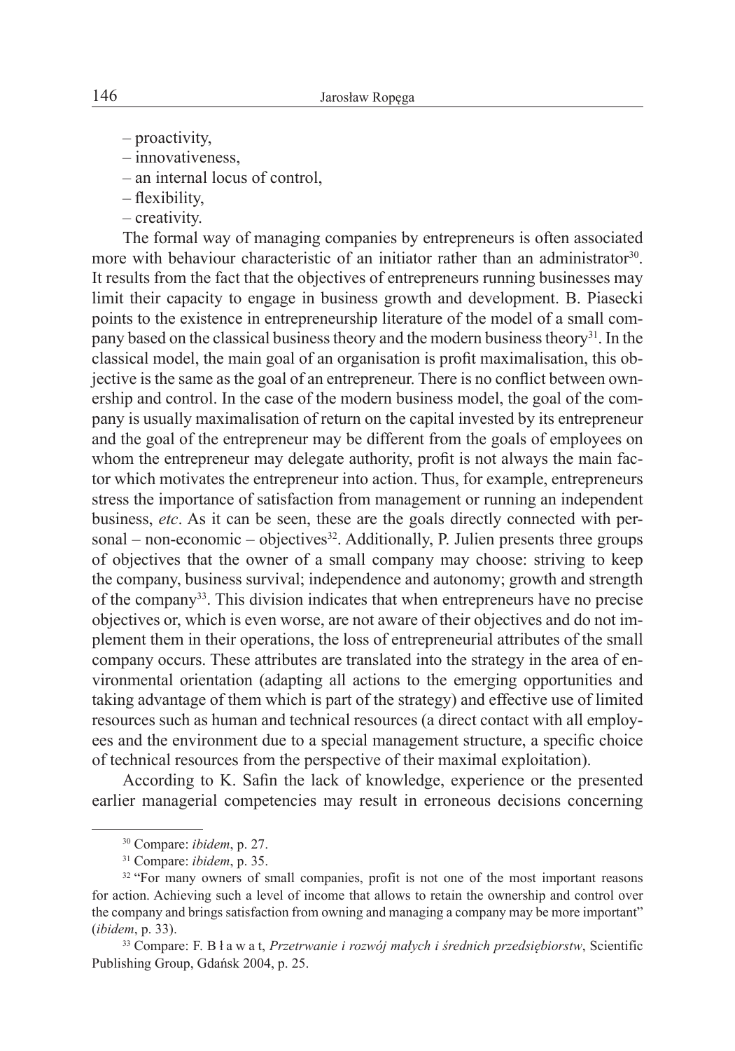– proactivity,
– innovativeness,
– an internal locus of control,
– flexibility,
– creativity.

The formal way of managing companies by entrepreneurs is often associated more with behaviour characteristic of an initiator rather than an administrator[30]. It results from the fact that the objectives of entrepreneurs running businesses may limit their capacity to engage in business growth and development. B. Piasecki points to the existence in entrepreneurship literature of the model of a small company based on the classical business theory and the modern business theory[31]. In the classical model, the main goal of an organisation is profit maximalisation, this objective is the same as the goal of an entrepreneur. There is no conflict between ownership and control. In the case of the modern business model, the goal of the company is usually maximalisation of return on the capital invested by its entrepreneur and the goal of the entrepreneur may be different from the goals of employees on whom the entrepreneur may delegate authority, profit is not always the main factor which motivates the entrepreneur into action. Thus, for example, entrepreneurs stress the importance of satisfaction from management or running an independent business, *etc*. As it can be seen, these are the goals directly connected with personal – non-economic – objectives[32]. Additionally, P. Julien presents three groups of objectives that the owner of a small company may choose: striving to keep the company, business survival; independence and autonomy; growth and strength of the company[33]. This division indicates that when entrepreneurs have no precise objectives or, which is even worse, are not aware of their objectives and do not implement them in their operations, the loss of entrepreneurial attributes of the small company occurs. These attributes are translated into the strategy in the area of environmental orientation (adapting all actions to the emerging opportunities and taking advantage of them which is part of the strategy) and effective use of limited resources such as human and technical resources (a direct contact with all employees and the environment due to a special management structure, a specific choice of technical resources from the perspective of their maximal exploitation).

According to K. Safin the lack of knowledge, experience or the presented earlier managerial competencies may result in erroneous decisions concerning

---

[30] Compare: *ibidem*, p. 27.

[31] Compare: *ibidem*, p. 35.

[32] "For many owners of small companies, profit is not one of the most important reasons for action. Achieving such a level of income that allows to retain the ownership and control over the company and brings satisfaction from owning and managing a company may be more important" (*ibidem*, p. 33).

[33] Compare: F. B ł a w a t, *Przetrwanie i rozwój małych i średnich przedsiębiorstw*, Scientific Publishing Group, Gdańsk 2004, p. 25.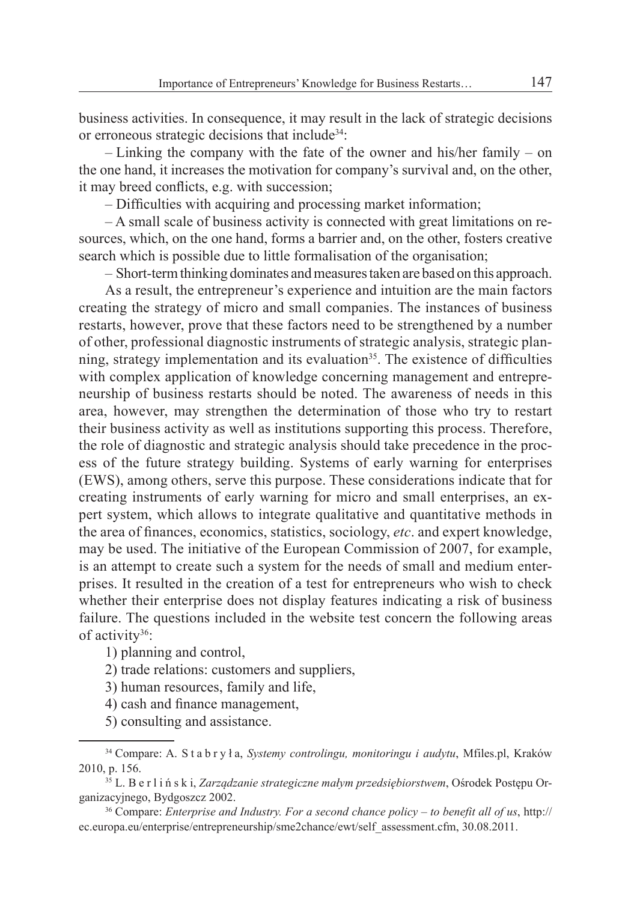business activities. In consequence, it may result in the lack of strategic decisions or erroneous strategic decisions that include[34]:

– Linking the company with the fate of the owner and his/her family – on the one hand, it increases the motivation for company's survival and, on the other, it may breed conflicts, e.g. with succession;

– Difficulties with acquiring and processing market information;

– A small scale of business activity is connected with great limitations on resources, which, on the one hand, forms a barrier and, on the other, fosters creative search which is possible due to little formalisation of the organisation;

– Short-term thinking dominates and measures taken are based on this approach.

As a result, the entrepreneur's experience and intuition are the main factors creating the strategy of micro and small companies. The instances of business restarts, however, prove that these factors need to be strengthened by a number of other, professional diagnostic instruments of strategic analysis, strategic planning, strategy implementation and its evaluation[35]. The existence of difficulties with complex application of knowledge concerning management and entrepreneurship of business restarts should be noted. The awareness of needs in this area, however, may strengthen the determination of those who try to restart their business activity as well as institutions supporting this process. Therefore, the role of diagnostic and strategic analysis should take precedence in the process of the future strategy building. Systems of early warning for enterprises (EWS), among others, serve this purpose. These considerations indicate that for creating instruments of early warning for micro and small enterprises, an expert system, which allows to integrate qualitative and quantitative methods in the area of finances, economics, statistics, sociology, *etc*. and expert knowledge, may be used. The initiative of the European Commission of 2007, for example, is an attempt to create such a system for the needs of small and medium enterprises. It resulted in the creation of a test for entrepreneurs who wish to check whether their enterprise does not display features indicating a risk of business failure. The questions included in the website test concern the following areas of activity[36]:

1) planning and control,
2) trade relations: customers and suppliers,
3) human resources, family and life,
4) cash and finance management,
5) consulting and assistance.

---

[34] Compare: A. Stabryła, *Systemy controlingu, monitoringu i audytu*, Mfiles.pl, Kraków 2010, p. 156.

[35] L. Berliński, *Zarządzanie strategiczne małym przedsiębiorstwem*, Ośrodek Postępu Organizacyjnego, Bydgoszcz 2002.

[36] Compare: *Enterprise and Industry. For a second chance policy – to benefit all of us*, http://ec.europa.eu/enterprise/entrepreneurship/sme2chance/ewt/self_assessment.cfm, 30.08.2011.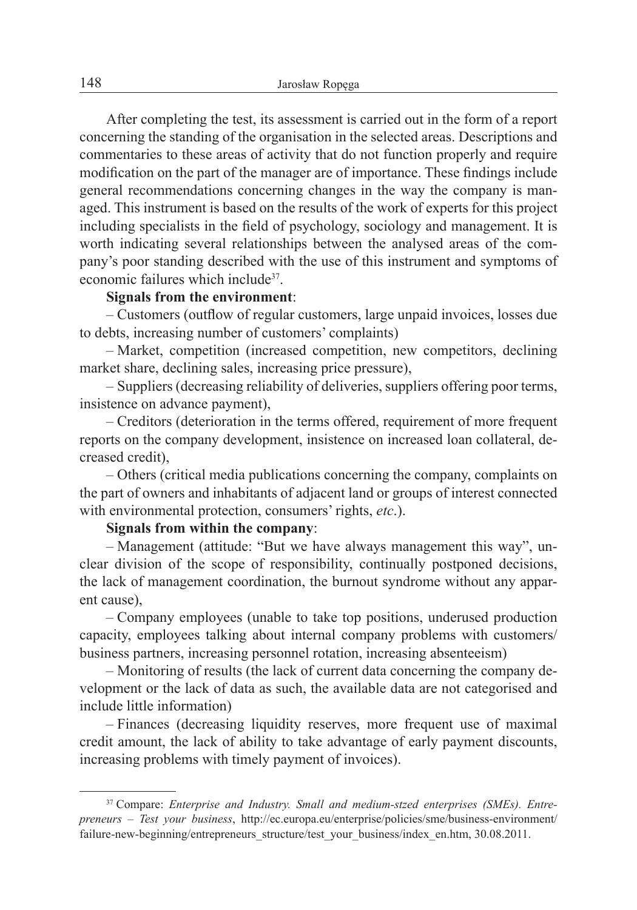After completing the test, its assessment is carried out in the form of a report concerning the standing of the organisation in the selected areas. Descriptions and commentaries to these areas of activity that do not function properly and require modification on the part of the manager are of importance. These findings include general recommendations concerning changes in the way the company is managed. This instrument is based on the results of the work of experts for this project including specialists in the field of psychology, sociology and management. It is worth indicating several relationships between the analysed areas of the company's poor standing described with the use of this instrument and symptoms of economic failures which include[37].

**Signals from the environment**:

– Customers (outflow of regular customers, large unpaid invoices, losses due to debts, increasing number of customers' complaints)

– Market, competition (increased competition, new competitors, declining market share, declining sales, increasing price pressure),

– Suppliers (decreasing reliability of deliveries, suppliers offering poor terms, insistence on advance payment),

– Creditors (deterioration in the terms offered, requirement of more frequent reports on the company development, insistence on increased loan collateral, decreased credit),

– Others (critical media publications concerning the company, complaints on the part of owners and inhabitants of adjacent land or groups of interest connected with environmental protection, consumers' rights, *etc*.).

**Signals from within the company**:

– Management (attitude: "But we have always management this way", unclear division of the scope of responsibility, continually postponed decisions, the lack of management coordination, the burnout syndrome without any apparent cause),

– Company employees (unable to take top positions, underused production capacity, employees talking about internal company problems with customers/ business partners, increasing personnel rotation, increasing absenteeism)

– Monitoring of results (the lack of current data concerning the company development or the lack of data as such, the available data are not categorised and include little information)

– Finances (decreasing liquidity reserves, more frequent use of maximal credit amount, the lack of ability to take advantage of early payment discounts, increasing problems with timely payment of invoices).

---

[37] Compare: *Enterprise and Industry. Small and medium-stzed enterprises (SMEs). Entrepreneurs – Test your business*, http://ec.europa.eu/enterprise/policies/sme/business-environment/failure-new-beginning/entrepreneurs_structure/test_your_business/index_en.htm, 30.08.2011.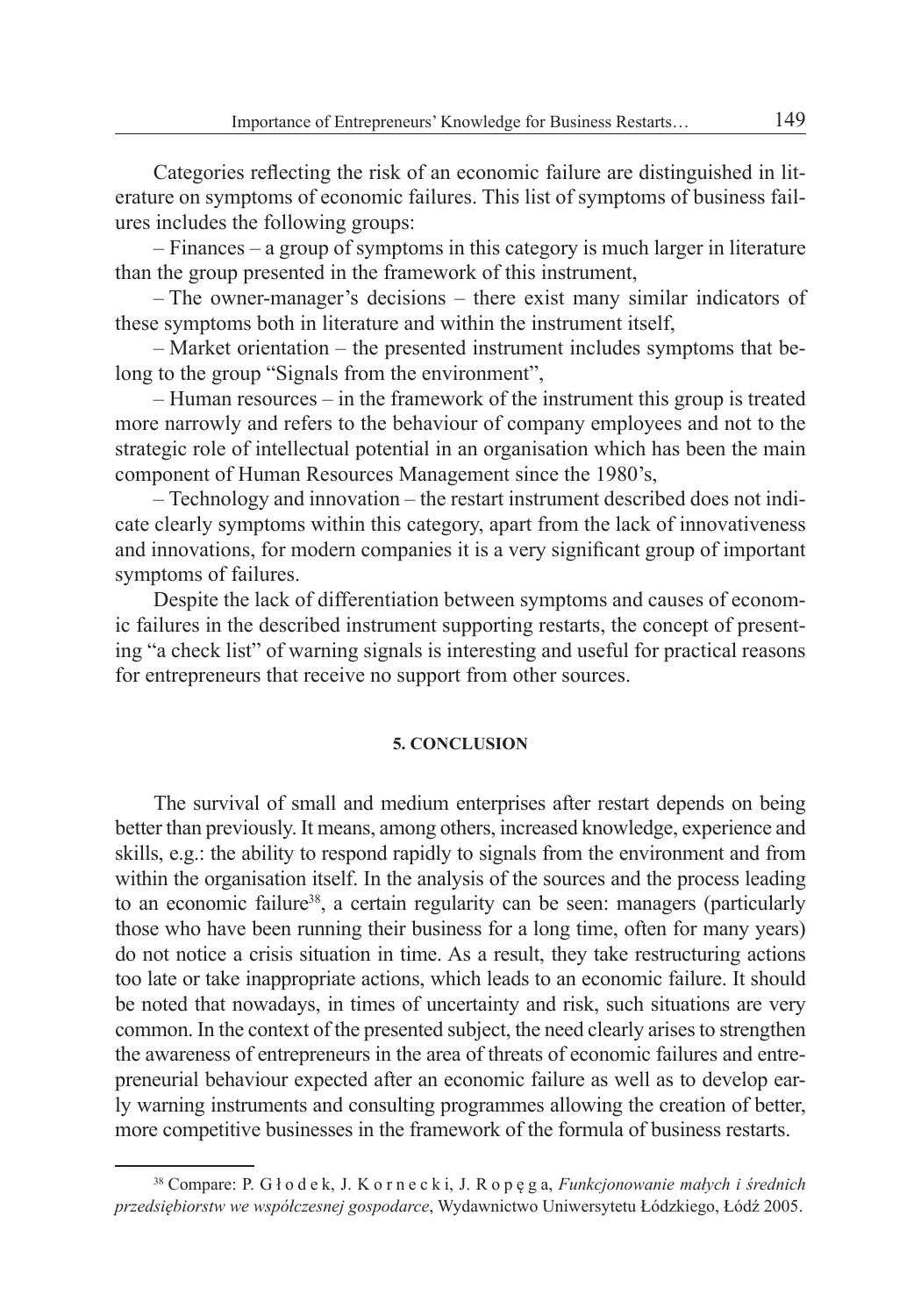Categories reflecting the risk of an economic failure are distinguished in literature on symptoms of economic failures. This list of symptoms of business failures includes the following groups:

– Finances – a group of symptoms in this category is much larger in literature than the group presented in the framework of this instrument,

– The owner-manager's decisions – there exist many similar indicators of these symptoms both in literature and within the instrument itself,

– Market orientation – the presented instrument includes symptoms that belong to the group "Signals from the environment",

– Human resources – in the framework of the instrument this group is treated more narrowly and refers to the behaviour of company employees and not to the strategic role of intellectual potential in an organisation which has been the main component of Human Resources Management since the 1980's,

– Technology and innovation – the restart instrument described does not indicate clearly symptoms within this category, apart from the lack of innovativeness and innovations, for modern companies it is a very significant group of important symptoms of failures.

Despite the lack of differentiation between symptoms and causes of economic failures in the described instrument supporting restarts, the concept of presenting "a check list" of warning signals is interesting and useful for practical reasons for entrepreneurs that receive no support from other sources.

## 5. CONCLUSION

The survival of small and medium enterprises after restart depends on being better than previously. It means, among others, increased knowledge, experience and skills, e.g.: the ability to respond rapidly to signals from the environment and from within the organisation itself. In the analysis of the sources and the process leading to an economic failure[38], a certain regularity can be seen: managers (particularly those who have been running their business for a long time, often for many years) do not notice a crisis situation in time. As a result, they take restructuring actions too late or take inappropriate actions, which leads to an economic failure. It should be noted that nowadays, in times of uncertainty and risk, such situations are very common. In the context of the presented subject, the need clearly arises to strengthen the awareness of entrepreneurs in the area of threats of economic failures and entrepreneurial behaviour expected after an economic failure as well as to develop early warning instruments and consulting programmes allowing the creation of better, more competitive businesses in the framework of the formula of business restarts.

---

[38] Compare: P. Głodek, J. Kornecki, J. Ropęga, *Funkcjonowanie małych i średnich przedsiębiorstw we współczesnej gospodarce*, Wydawnictwo Uniwersytetu Łódzkiego, Łódź 2005.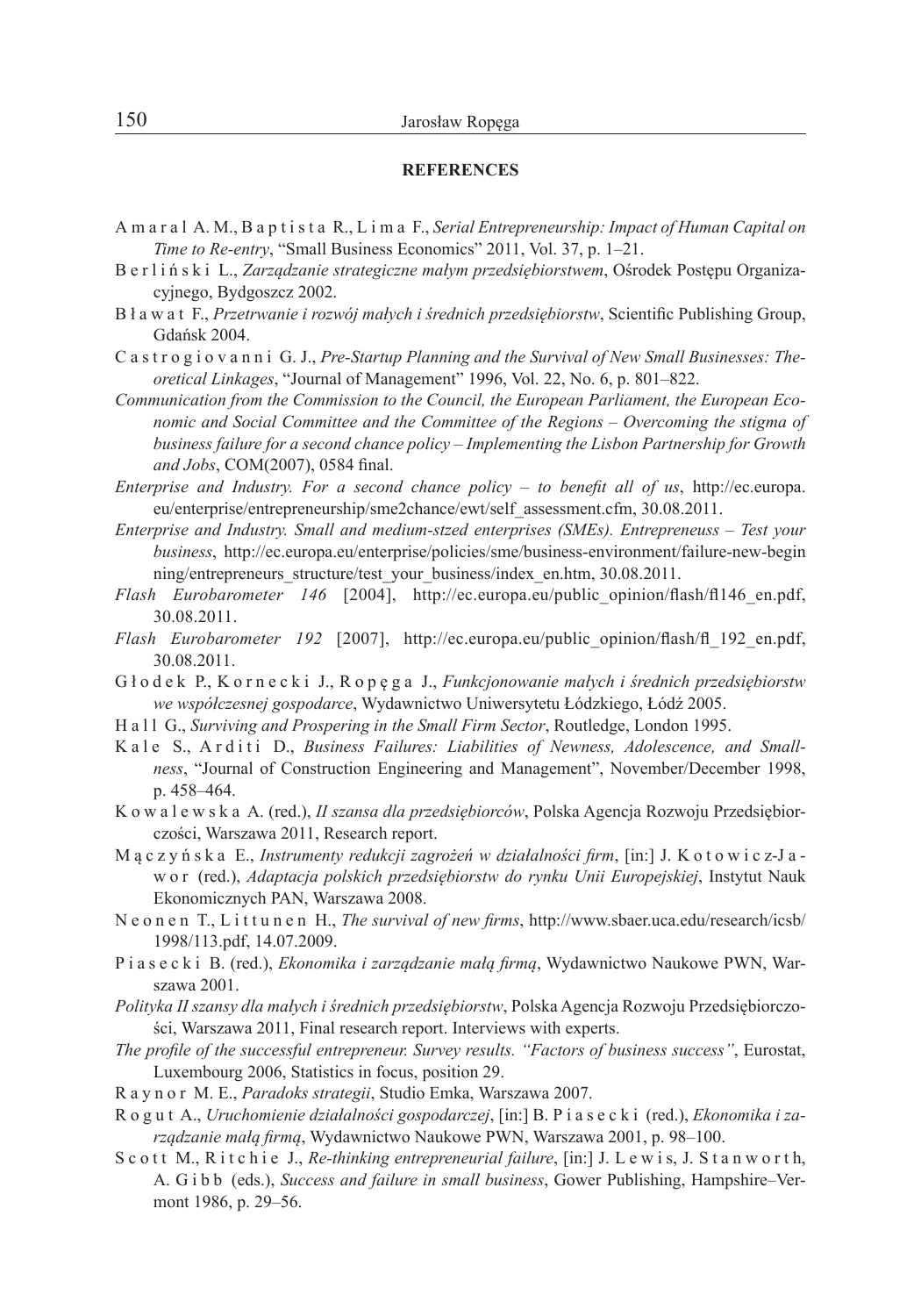**REFERENCES**

A m a r a l A. M., B a p t i s t a R., L i m a F., *Serial Entrepreneurship: Impact of Human Capital on Time to Re-entry*, "Small Business Economics" 2011, Vol. 37, p. 1–21.

B e r l i ń s k i L., *Zarządzanie strategiczne małym przedsiębiorstwem*, Ośrodek Postępu Organizacyjnego, Bydgoszcz 2002.

B ł a w a t F., *Przetrwanie i rozwój małych i średnich przedsiębiorstw*, Scientific Publishing Group, Gdańsk 2004.

C a s t r o g i o v a n n i G. J., *Pre-Startup Planning and the Survival of New Small Businesses: Theoretical Linkages*, "Journal of Management" 1996, Vol. 22, No. 6, p. 801–822.

*Communication from the Commission to the Council, the European Parliament, the European Economic and Social Committee and the Committee of the Regions – Overcoming the stigma of business failure for a second chance policy – Implementing the Lisbon Partnership for Growth and Jobs*, COM(2007), 0584 final.

*Enterprise and Industry. For a second chance policy – to benefit all of us*, http://ec.europa.eu/enterprise/entrepreneurship/sme2chance/ewt/self_assessment.cfm, 30.08.2011.

*Enterprise and Industry. Small and medium-stzed enterprises (SMEs). Entrepreneuss – Test your business*, http://ec.europa.eu/enterprise/policies/sme/business-environment/failure-new-beginning/entrepreneurs_structure/test_your_business/index_en.htm, 30.08.2011.

*Flash Eurobarometer 146* [2004], http://ec.europa.eu/public_opinion/flash/fl146_en.pdf, 30.08.2011.

*Flash Eurobarometer 192* [2007], http://ec.europa.eu/public_opinion/flash/fl_192_en.pdf, 30.08.2011.

G ł o d e k P., K o r n e c k i J., R o p ę g a J., *Funkcjonowanie małych i średnich przedsiębiorstw we współczesnej gospodarce*, Wydawnictwo Uniwersytetu Łódzkiego, Łódź 2005.

H a l l G., *Surviving and Prospering in the Small Firm Sector*, Routledge, London 1995.

K a l e S., A r d i t i D., *Business Failures: Liabilities of Newness, Adolescence, and Smallness*, "Journal of Construction Engineering and Management", November/December 1998, p. 458–464.

K o w a l e w s k a A. (red.), *II szansa dla przedsiębiorców*, Polska Agencja Rozwoju Przedsiębiorczości, Warszawa 2011, Research report.

M ą c z y ń s k a E., *Instrumenty redukcji zagrożeń w działalności firm*, [in:] J. K o t o w i c z-J a w o r (red.), *Adaptacja polskich przedsiębiorstw do rynku Unii Europejskiej*, Instytut Nauk Ekonomicznych PAN, Warszawa 2008.

N e o n e n T., L i t t u n e n H., *The survival of new firms*, http://www.sbaer.uca.edu/research/icsb/1998/113.pdf, 14.07.2009.

P i a s e c k i B. (red.), *Ekonomika i zarządzanie małą firmą*, Wydawnictwo Naukowe PWN, Warszawa 2001.

*Polityka II szansy dla małych i średnich przedsiębiorstw*, Polska Agencja Rozwoju Przedsiębiorczości, Warszawa 2011, Final research report. Interviews with experts.

*The profile of the successful entrepreneur. Survey results. "Factors of business success"*, Eurostat, Luxembourg 2006, Statistics in focus, position 29.

R a y n o r M. E., *Paradoks strategii*, Studio Emka, Warszawa 2007.

R o g u t A., *Uruchomienie działalności gospodarczej*, [in:] B. P i a s e c k i (red.), *Ekonomika i zarządzanie małą firmą*, Wydawnictwo Naukowe PWN, Warszawa 2001, p. 98–100.

S c o t t M., R i t c h i e J., *Re-thinking entrepreneurial failure*, [in:] J. L e w i s, J. S t a n w o r t h, A. G i b b (eds.), *Success and failure in small business*, Gower Publishing, Hampshire–Vermont 1986, p. 29–56.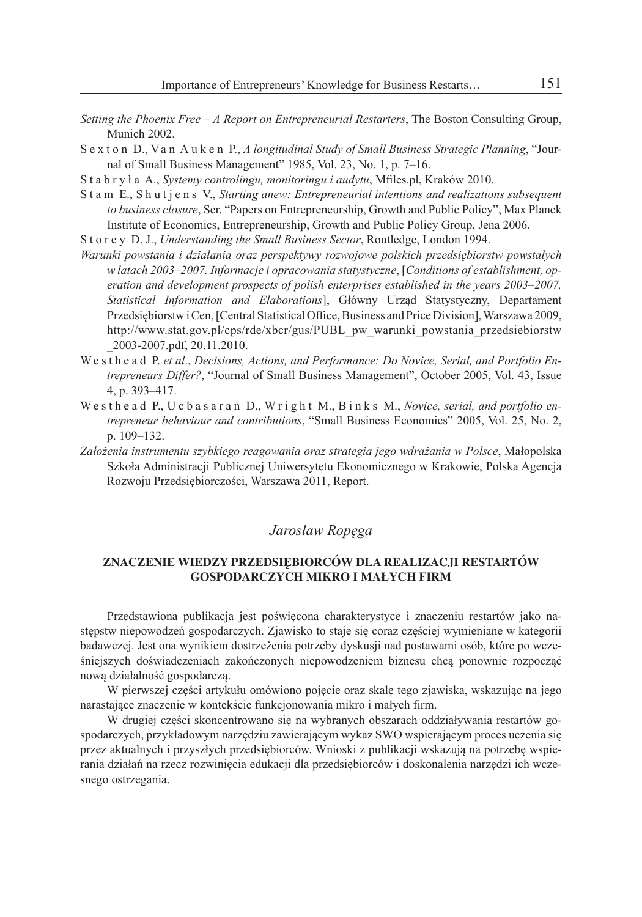*Setting the Phoenix Free – A Report on Entrepreneurial Restarters*, The Boston Consulting Group, Munich 2002.

Sexton D., Van Auken P., *A longitudinal Study of Small Business Strategic Planning*, "Journal of Small Business Management" 1985, Vol. 23, No. 1, p. 7–16.

Stabryła A., *Systemy controlingu, monitoringu i audytu*, Mfiles.pl, Kraków 2010.

Stam E., Shutjens V., *Starting anew: Entrepreneurial intentions and realizations subsequent to business closure*, Ser. "Papers on Entrepreneurship, Growth and Public Policy", Max Planck Institute of Economics, Entrepreneurship, Growth and Public Policy Group, Jena 2006.

Storey D. J., *Understanding the Small Business Sector*, Routledge, London 1994.

*Warunki powstania i działania oraz perspektywy rozwojowe polskich przedsiębiorstw powstałych w latach 2003–2007. Informacje i opracowania statystyczne*, [*Conditions of establishment, operation and development prospects of polish enterprises established in the years 2003–2007, Statistical Information and Elaborations*], Główny Urząd Statystyczny, Departament Przedsiębiorstw i Cen, [Central Statistical Office, Business and Price Division], Warszawa 2009, http://www.stat.gov.pl/cps/rde/xbcr/gus/PUBL_pw_warunki_powstania_przedsiebiorstw_2003-2007.pdf, 20.11.2010.

Westhead P. *et al*., *Decisions, Actions, and Performance: Do Novice, Serial, and Portfolio Entrepreneurs Differ?*, "Journal of Small Business Management", October 2005, Vol. 43, Issue 4, p. 393–417.

Westhead P., Ucbasaran D., Wright M., Binks M., *Novice, serial, and portfolio entrepreneur behaviour and contributions*, "Small Business Economics" 2005, Vol. 25, No. 2, p. 109–132.

*Założenia instrumentu szybkiego reagowania oraz strategia jego wdrażania w Polsce*, Małopolska Szkoła Administracji Publicznej Uniwersytetu Ekonomicznego w Krakowie, Polska Agencja Rozwoju Przedsiębiorczości, Warszawa 2011, Report.

*Jarosław Ropęga*

## ZNACZENIE WIEDZY PRZEDSIĘBIORCÓW DLA REALIZACJI RESTARTÓW GOSPODARCZYCH MIKRO I MAŁYCH FIRM

Przedstawiona publikacja jest poświęcona charakterystyce i znaczeniu restartów jako następstw niepowodzeń gospodarczych. Zjawisko to staje się coraz częściej wymieniane w kategorii badawczej. Jest ona wynikiem dostrzeżenia potrzeby dyskusji nad postawami osób, które po wcześniejszych doświadczeniach zakończonych niepowodzeniem biznesu chcą ponownie rozpocząć nową działalność gospodarczą.

W pierwszej części artykułu omówiono pojęcie oraz skalę tego zjawiska, wskazując na jego narastające znaczenie w kontekście funkcjonowania mikro i małych firm.

W drugiej części skoncentrowano się na wybranych obszarach oddziaływania restartów gospodarczych, przykładowym narzędziu zawierającym wykaz SWO wspierającym proces uczenia się przez aktualnych i przyszłych przedsiębiorców. Wnioski z publikacji wskazują na potrzebę wspierania działań na rzecz rozwinięcia edukacji dla przedsiębiorców i doskonalenia narzędzi ich wczesnego ostrzegania.